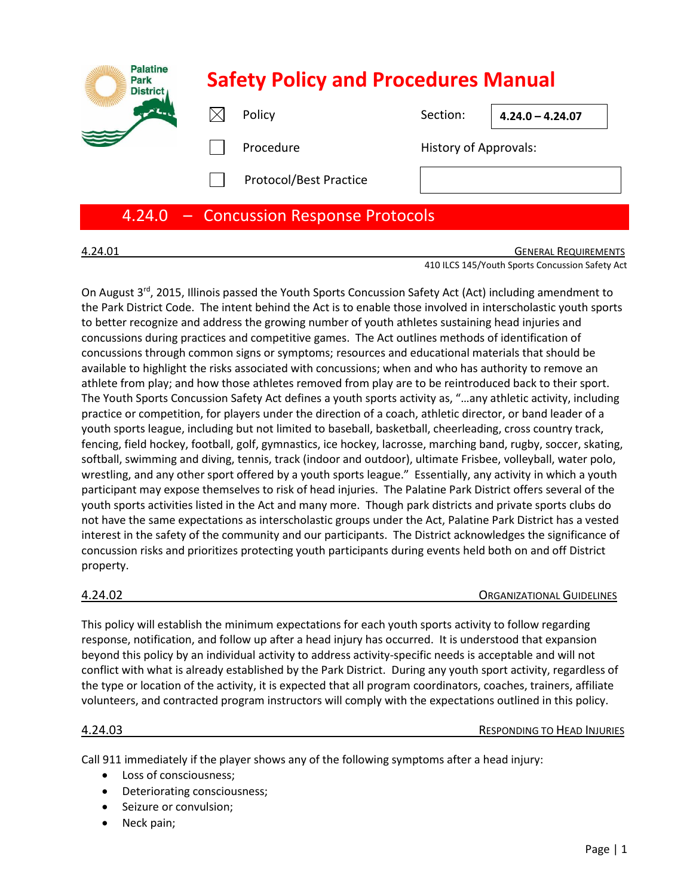# Safety Policy and Procedures Manual

| | | | |
|---|---|---|---|
| ☒ | Policy | Section: | **4.24.0 – 4.24.07** |
| ☐ | Procedure | History of Approvals: | |
| ☐ | Protocol/Best Practice | | |

## 4.24.0 – Concussion Response Protocols

### 4.24.01 GENERAL REQUIREMENTS

410 ILCS 145/Youth Sports Concussion Safety Act

On August 3rd, 2015, Illinois passed the Youth Sports Concussion Safety Act (Act) including amendment to the Park District Code. The intent behind the Act is to enable those involved in interscholastic youth sports to better recognize and address the growing number of youth athletes sustaining head injuries and concussions during practices and competitive games. The Act outlines methods of identification of concussions through common signs or symptoms; resources and educational materials that should be available to highlight the risks associated with concussions; when and who has authority to remove an athlete from play; and how those athletes removed from play are to be reintroduced back to their sport. The Youth Sports Concussion Safety Act defines a youth sports activity as, "…any athletic activity, including practice or competition, for players under the direction of a coach, athletic director, or band leader of a youth sports league, including but not limited to baseball, basketball, cheerleading, cross country track, fencing, field hockey, football, golf, gymnastics, ice hockey, lacrosse, marching band, rugby, soccer, skating, softball, swimming and diving, tennis, track (indoor and outdoor), ultimate Frisbee, volleyball, water polo, wrestling, and any other sport offered by a youth sports league." Essentially, any activity in which a youth participant may expose themselves to risk of head injuries. The Palatine Park District offers several of the youth sports activities listed in the Act and many more. Though park districts and private sports clubs do not have the same expectations as interscholastic groups under the Act, Palatine Park District has a vested interest in the safety of the community and our participants. The District acknowledges the significance of concussion risks and prioritizes protecting youth participants during events held both on and off District property.

### 4.24.02 ORGANIZATIONAL GUIDELINES

This policy will establish the minimum expectations for each youth sports activity to follow regarding response, notification, and follow up after a head injury has occurred. It is understood that expansion beyond this policy by an individual activity to address activity-specific needs is acceptable and will not conflict with what is already established by the Park District. During any youth sport activity, regardless of the type or location of the activity, it is expected that all program coordinators, coaches, trainers, affiliate volunteers, and contracted program instructors will comply with the expectations outlined in this policy.

### 4.24.03 RESPONDING TO HEAD INJURIES

Call 911 immediately if the player shows any of the following symptoms after a head injury:

- Loss of consciousness;
- Deteriorating consciousness;
- Seizure or convulsion;
- Neck pain;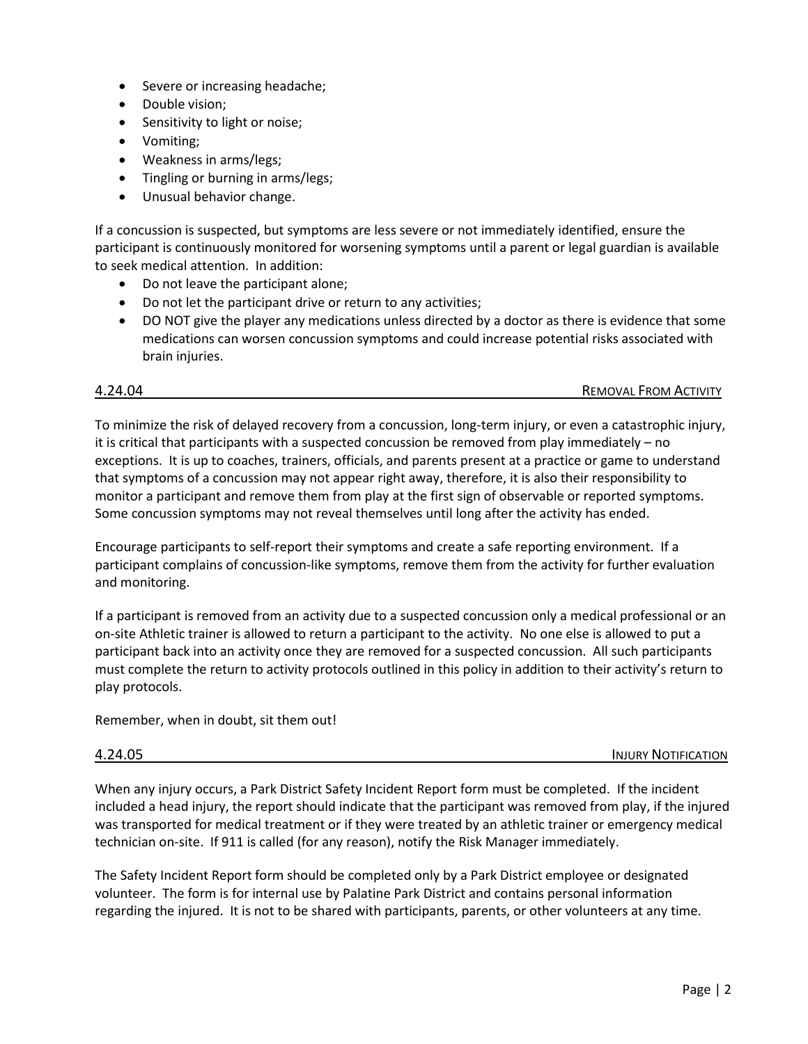- Severe or increasing headache;
- Double vision;
- Sensitivity to light or noise;
- Vomiting;
- Weakness in arms/legs;
- Tingling or burning in arms/legs;
- Unusual behavior change.

If a concussion is suspected, but symptoms are less severe or not immediately identified, ensure the participant is continuously monitored for worsening symptoms until a parent or legal guardian is available to seek medical attention. In addition:

- Do not leave the participant alone;
- Do not let the participant drive or return to any activities;
- DO NOT give the player any medications unless directed by a doctor as there is evidence that some medications can worsen concussion symptoms and could increase potential risks associated with brain injuries.

## 4.24.04 REMOVAL FROM ACTIVITY

To minimize the risk of delayed recovery from a concussion, long-term injury, or even a catastrophic injury, it is critical that participants with a suspected concussion be removed from play immediately – no exceptions. It is up to coaches, trainers, officials, and parents present at a practice or game to understand that symptoms of a concussion may not appear right away, therefore, it is also their responsibility to monitor a participant and remove them from play at the first sign of observable or reported symptoms. Some concussion symptoms may not reveal themselves until long after the activity has ended.

Encourage participants to self-report their symptoms and create a safe reporting environment. If a participant complains of concussion-like symptoms, remove them from the activity for further evaluation and monitoring.

If a participant is removed from an activity due to a suspected concussion only a medical professional or an on-site Athletic trainer is allowed to return a participant to the activity. No one else is allowed to put a participant back into an activity once they are removed for a suspected concussion. All such participants must complete the return to activity protocols outlined in this policy in addition to their activity's return to play protocols.

Remember, when in doubt, sit them out!

## 4.24.05 INJURY NOTIFICATION

When any injury occurs, a Park District Safety Incident Report form must be completed. If the incident included a head injury, the report should indicate that the participant was removed from play, if the injured was transported for medical treatment or if they were treated by an athletic trainer or emergency medical technician on-site. If 911 is called (for any reason), notify the Risk Manager immediately.

The Safety Incident Report form should be completed only by a Park District employee or designated volunteer. The form is for internal use by Palatine Park District and contains personal information regarding the injured. It is not to be shared with participants, parents, or other volunteers at any time.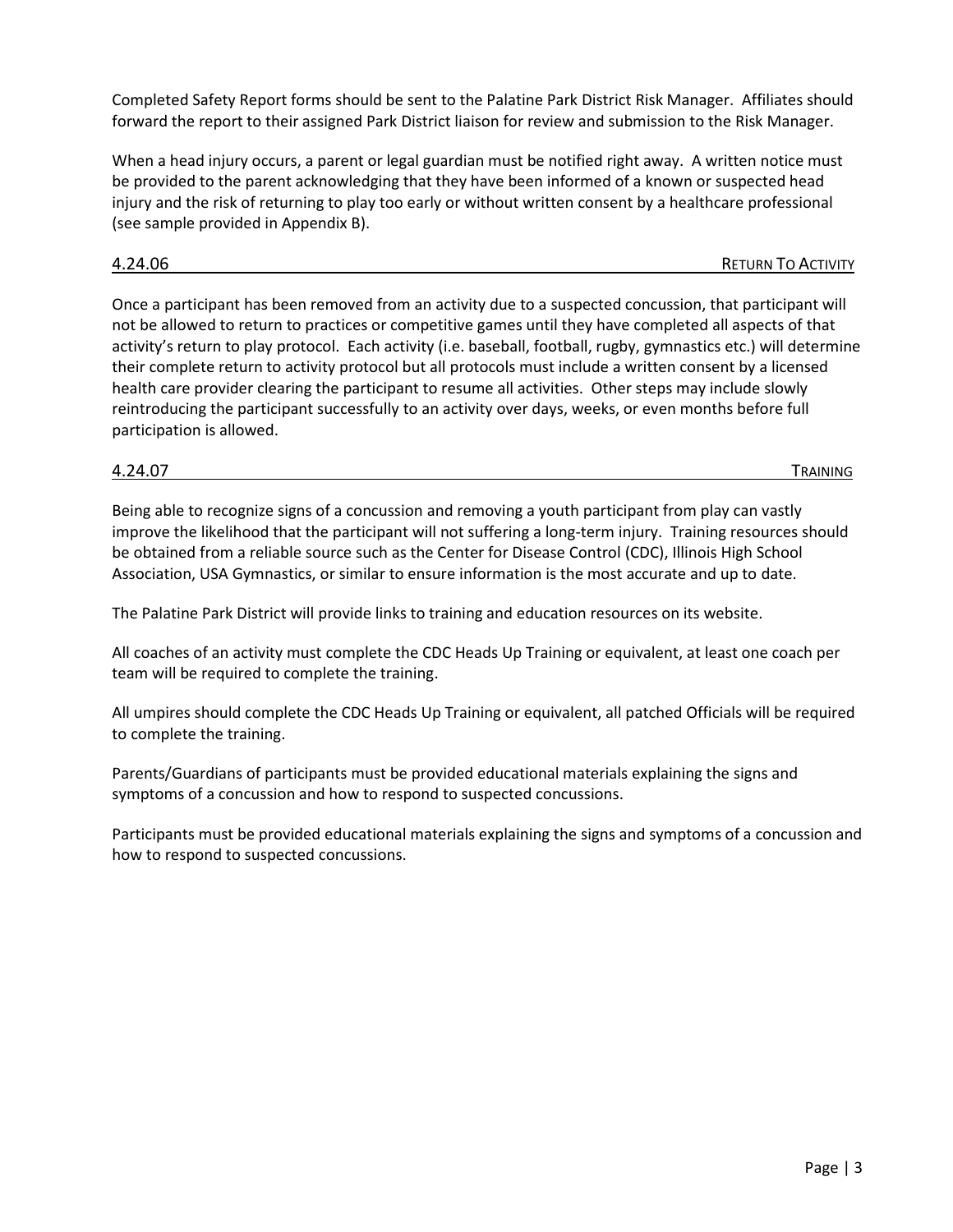Completed Safety Report forms should be sent to the Palatine Park District Risk Manager. Affiliates should forward the report to their assigned Park District liaison for review and submission to the Risk Manager.

When a head injury occurs, a parent or legal guardian must be notified right away. A written notice must be provided to the parent acknowledging that they have been informed of a known or suspected head injury and the risk of returning to play too early or without written consent by a healthcare professional (see sample provided in Appendix B).

### 4.24.06 Return To Activity

Once a participant has been removed from an activity due to a suspected concussion, that participant will not be allowed to return to practices or competitive games until they have completed all aspects of that activity's return to play protocol. Each activity (i.e. baseball, football, rugby, gymnastics etc.) will determine their complete return to activity protocol but all protocols must include a written consent by a licensed health care provider clearing the participant to resume all activities. Other steps may include slowly reintroducing the participant successfully to an activity over days, weeks, or even months before full participation is allowed.

### 4.24.07 Training

Being able to recognize signs of a concussion and removing a youth participant from play can vastly improve the likelihood that the participant will not suffering a long-term injury. Training resources should be obtained from a reliable source such as the Center for Disease Control (CDC), Illinois High School Association, USA Gymnastics, or similar to ensure information is the most accurate and up to date.

The Palatine Park District will provide links to training and education resources on its website.

All coaches of an activity must complete the CDC Heads Up Training or equivalent, at least one coach per team will be required to complete the training.

All umpires should complete the CDC Heads Up Training or equivalent, all patched Officials will be required to complete the training.

Parents/Guardians of participants must be provided educational materials explaining the signs and symptoms of a concussion and how to respond to suspected concussions.

Participants must be provided educational materials explaining the signs and symptoms of a concussion and how to respond to suspected concussions.